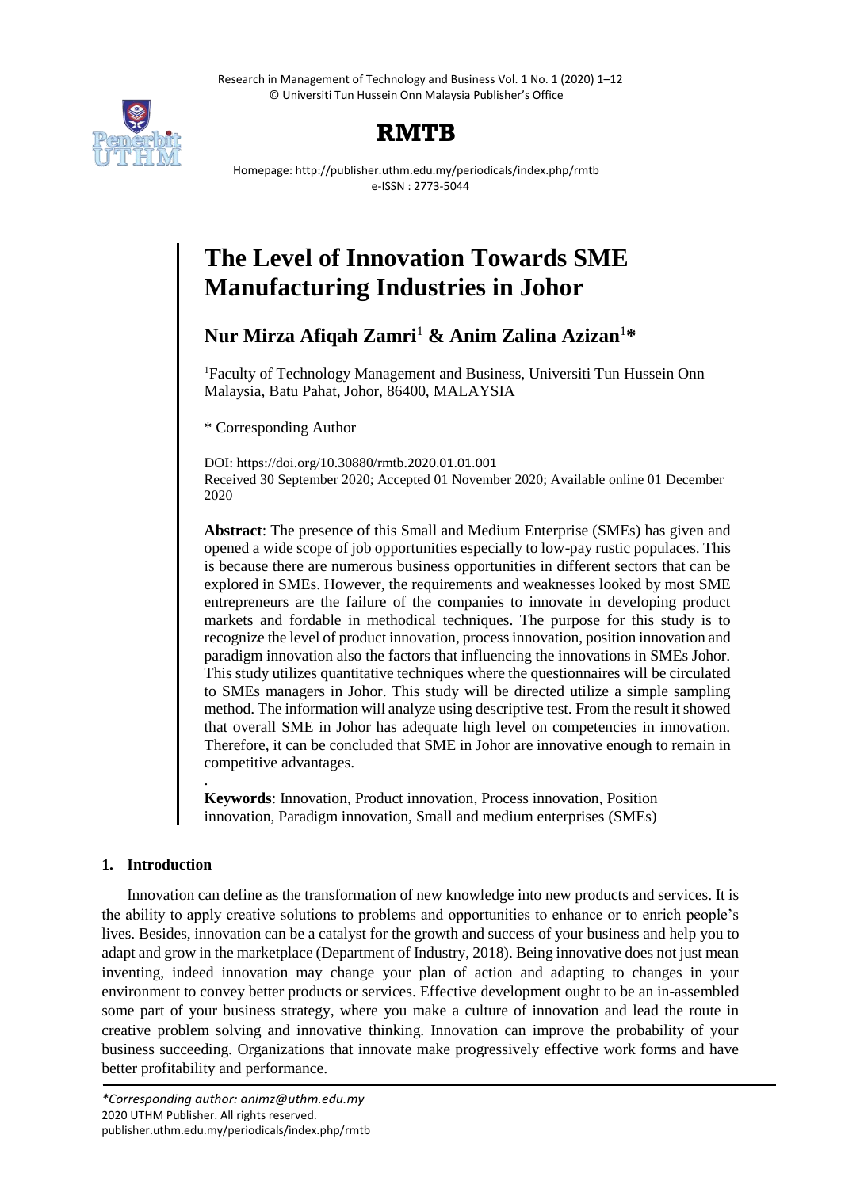# The Level of Innovation Towards SME Manufacturing Industries in Johor

**Nur Mirza Afiqah Zamri**[1] **& Anim Zalina Azizan**[1]*****

[1]Faculty of Technology Management and Business, Universiti Tun Hussein Onn Malaysia, Batu Pahat, Johor, 86400, MALAYSIA

* Corresponding Author

DOI: https://doi.org/10.30880/rmtb.2020.01.01.001
Received 30 September 2020; Accepted 01 November 2020; Available online 01 December 2020

**Abstract**: The presence of this Small and Medium Enterprise (SMEs) has given and opened a wide scope of job opportunities especially to low-pay rustic populaces. This is because there are numerous business opportunities in different sectors that can be explored in SMEs. However, the requirements and weaknesses looked by most SME entrepreneurs are the failure of the companies to innovate in developing product markets and fordable in methodical techniques. The purpose for this study is to recognize the level of product innovation, process innovation, position innovation and paradigm innovation also the factors that influencing the innovations in SMEs Johor. This study utilizes quantitative techniques where the questionnaires will be circulated to SMEs managers in Johor. This study will be directed utilize a simple sampling method. The information will analyze using descriptive test. From the result it showed that overall SME in Johor has adequate high level on competencies in innovation. Therefore, it can be concluded that SME in Johor are innovative enough to remain in competitive advantages.

.

**Keywords**: Innovation, Product innovation, Process innovation, Position innovation, Paradigm innovation, Small and medium enterprises (SMEs)

## 1. Introduction

Innovation can define as the transformation of new knowledge into new products and services. It is the ability to apply creative solutions to problems and opportunities to enhance or to enrich people's lives. Besides, innovation can be a catalyst for the growth and success of your business and help you to adapt and grow in the marketplace (Department of Industry, 2018). Being innovative does not just mean inventing, indeed innovation may change your plan of action and adapting to changes in your environment to convey better products or services. Effective development ought to be an in-assembled some part of your business strategy, where you make a culture of innovation and lead the route in creative problem solving and innovative thinking. Innovation can improve the probability of your business succeeding. Organizations that innovate make progressively effective work forms and have better profitability and performance.

*\*Corresponding author: animz@uthm.edu.my*
2020 UTHM Publisher. All rights reserved.
publisher.uthm.edu.my/periodicals/index.php/rmtb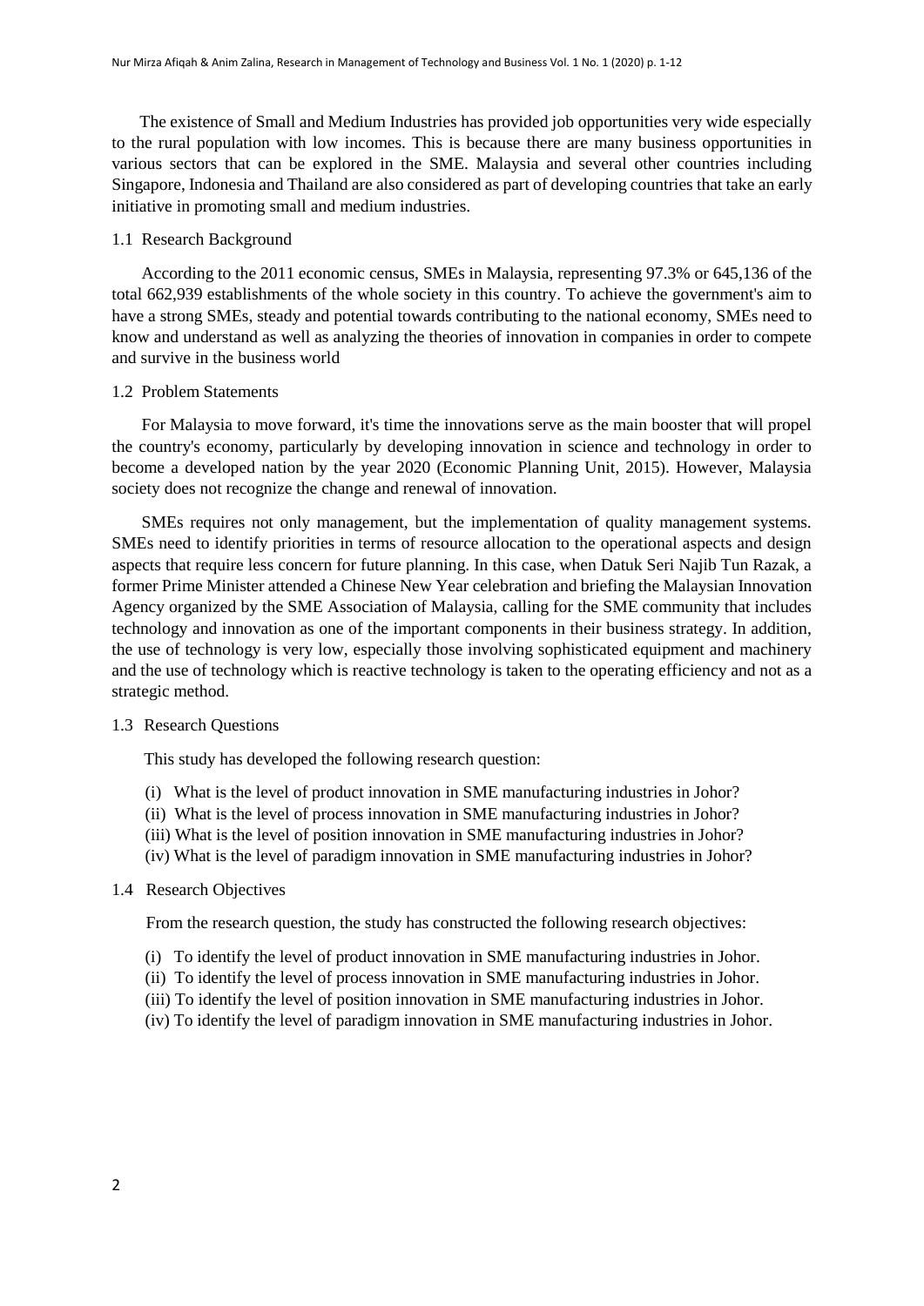The existence of Small and Medium Industries has provided job opportunities very wide especially to the rural population with low incomes. This is because there are many business opportunities in various sectors that can be explored in the SME. Malaysia and several other countries including Singapore, Indonesia and Thailand are also considered as part of developing countries that take an early initiative in promoting small and medium industries.

## 1.1 Research Background

According to the 2011 economic census, SMEs in Malaysia, representing 97.3% or 645,136 of the total 662,939 establishments of the whole society in this country. To achieve the government's aim to have a strong SMEs, steady and potential towards contributing to the national economy, SMEs need to know and understand as well as analyzing the theories of innovation in companies in order to compete and survive in the business world

## 1.2 Problem Statements

For Malaysia to move forward, it's time the innovations serve as the main booster that will propel the country's economy, particularly by developing innovation in science and technology in order to become a developed nation by the year 2020 (Economic Planning Unit, 2015). However, Malaysia society does not recognize the change and renewal of innovation.

SMEs requires not only management, but the implementation of quality management systems. SMEs need to identify priorities in terms of resource allocation to the operational aspects and design aspects that require less concern for future planning. In this case, when Datuk Seri Najib Tun Razak, a former Prime Minister attended a Chinese New Year celebration and briefing the Malaysian Innovation Agency organized by the SME Association of Malaysia, calling for the SME community that includes technology and innovation as one of the important components in their business strategy. In addition, the use of technology is very low, especially those involving sophisticated equipment and machinery and the use of technology which is reactive technology is taken to the operating efficiency and not as a strategic method.

## 1.3 Research Questions

This study has developed the following research question:

(i) What is the level of product innovation in SME manufacturing industries in Johor?
(ii) What is the level of process innovation in SME manufacturing industries in Johor?
(iii) What is the level of position innovation in SME manufacturing industries in Johor?
(iv) What is the level of paradigm innovation in SME manufacturing industries in Johor?

## 1.4 Research Objectives

From the research question, the study has constructed the following research objectives:

(i) To identify the level of product innovation in SME manufacturing industries in Johor.
(ii) To identify the level of process innovation in SME manufacturing industries in Johor.
(iii) To identify the level of position innovation in SME manufacturing industries in Johor.
(iv) To identify the level of paradigm innovation in SME manufacturing industries in Johor.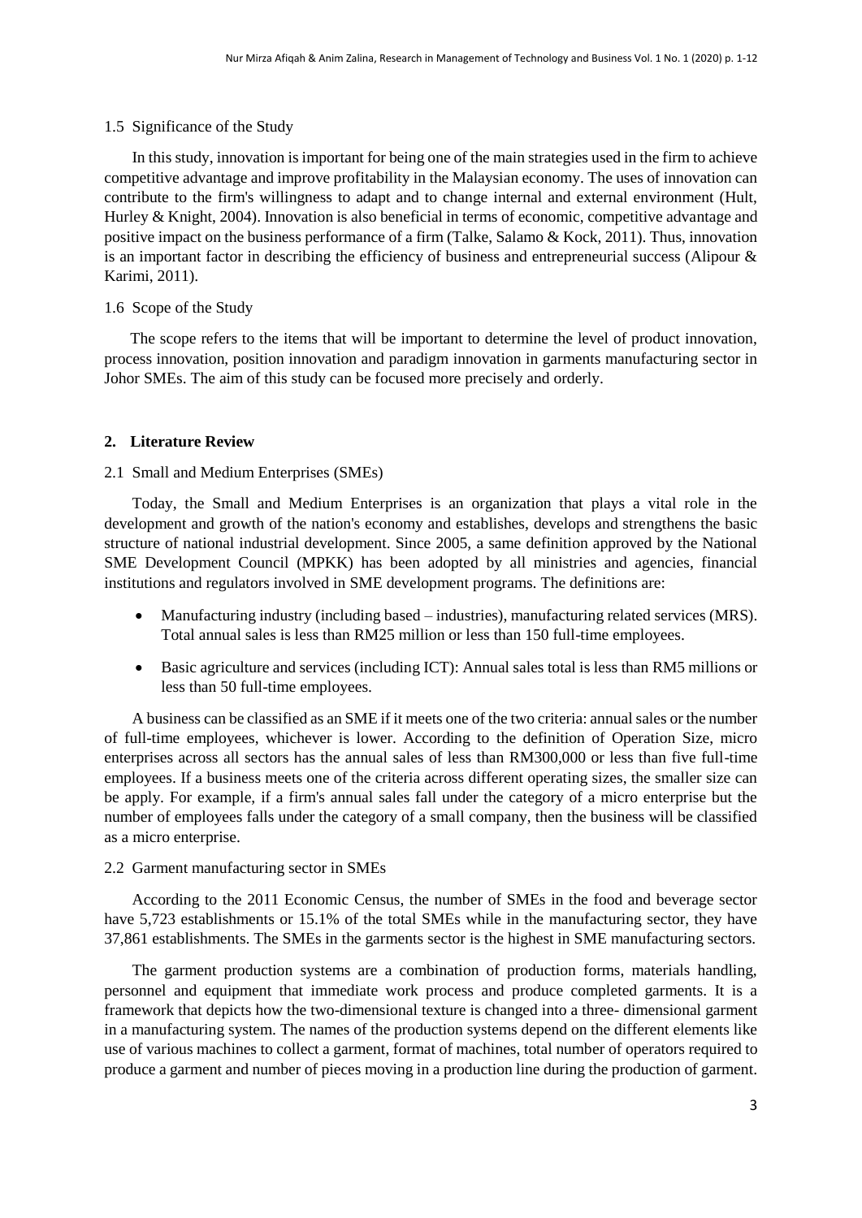### 1.5 Significance of the Study

In this study, innovation is important for being one of the main strategies used in the firm to achieve competitive advantage and improve profitability in the Malaysian economy. The uses of innovation can contribute to the firm's willingness to adapt and to change internal and external environment (Hult, Hurley & Knight, 2004). Innovation is also beneficial in terms of economic, competitive advantage and positive impact on the business performance of a firm (Talke, Salamo & Kock, 2011). Thus, innovation is an important factor in describing the efficiency of business and entrepreneurial success (Alipour & Karimi, 2011).

### 1.6 Scope of the Study

The scope refers to the items that will be important to determine the level of product innovation, process innovation, position innovation and paradigm innovation in garments manufacturing sector in Johor SMEs. The aim of this study can be focused more precisely and orderly.

## 2. Literature Review

### 2.1 Small and Medium Enterprises (SMEs)

Today, the Small and Medium Enterprises is an organization that plays a vital role in the development and growth of the nation's economy and establishes, develops and strengthens the basic structure of national industrial development. Since 2005, a same definition approved by the National SME Development Council (MPKK) has been adopted by all ministries and agencies, financial institutions and regulators involved in SME development programs. The definitions are:

- Manufacturing industry (including based – industries), manufacturing related services (MRS). Total annual sales is less than RM25 million or less than 150 full-time employees.
- Basic agriculture and services (including ICT): Annual sales total is less than RM5 millions or less than 50 full-time employees.

A business can be classified as an SME if it meets one of the two criteria: annual sales or the number of full-time employees, whichever is lower. According to the definition of Operation Size, micro enterprises across all sectors has the annual sales of less than RM300,000 or less than five full-time employees. If a business meets one of the criteria across different operating sizes, the smaller size can be apply. For example, if a firm's annual sales fall under the category of a micro enterprise but the number of employees falls under the category of a small company, then the business will be classified as a micro enterprise.

### 2.2 Garment manufacturing sector in SMEs

According to the 2011 Economic Census, the number of SMEs in the food and beverage sector have 5,723 establishments or 15.1% of the total SMEs while in the manufacturing sector, they have 37,861 establishments. The SMEs in the garments sector is the highest in SME manufacturing sectors.

The garment production systems are a combination of production forms, materials handling, personnel and equipment that immediate work process and produce completed garments. It is a framework that depicts how the two-dimensional texture is changed into a three- dimensional garment in a manufacturing system. The names of the production systems depend on the different elements like use of various machines to collect a garment, format of machines, total number of operators required to produce a garment and number of pieces moving in a production line during the production of garment.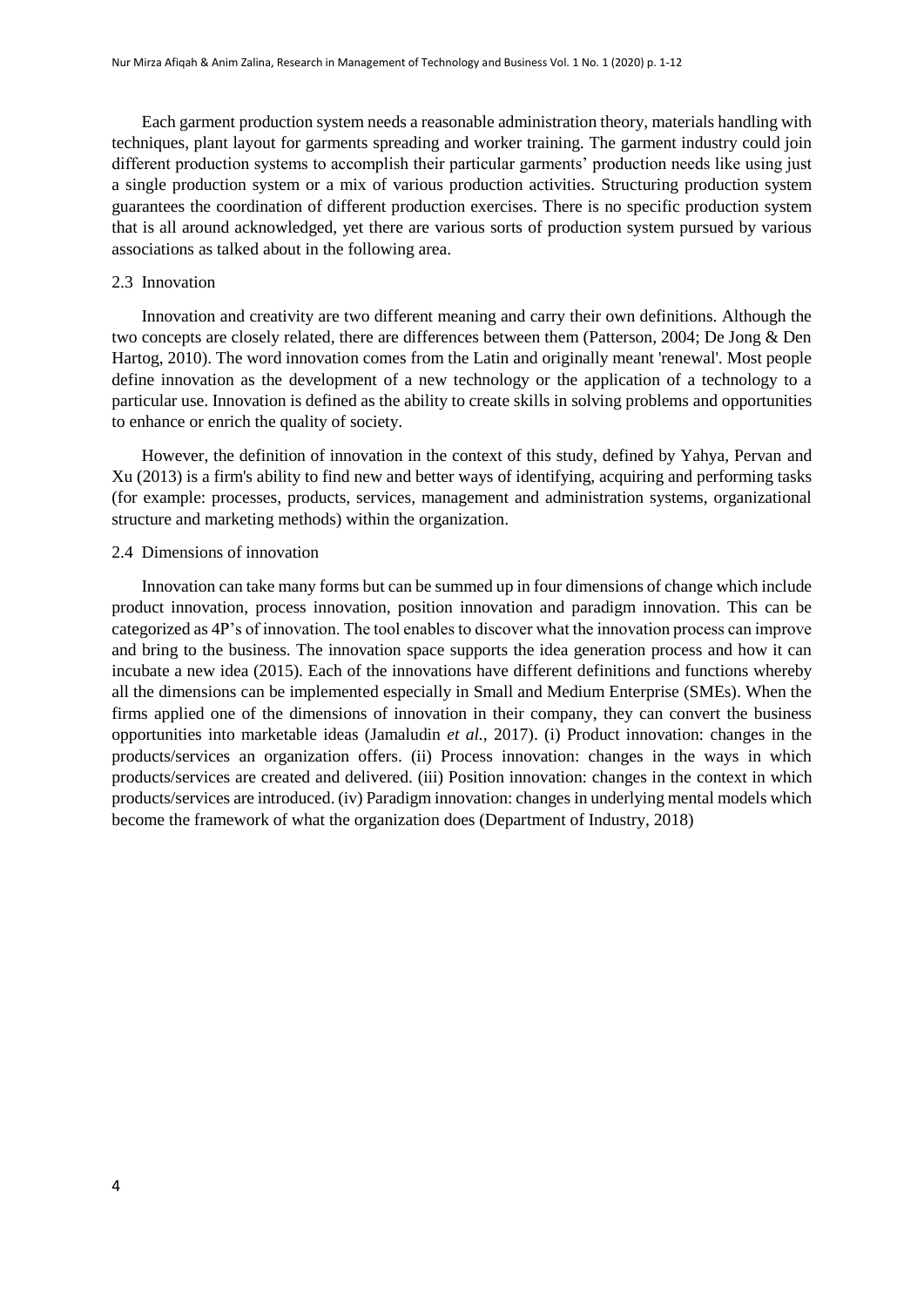Each garment production system needs a reasonable administration theory, materials handling with techniques, plant layout for garments spreading and worker training. The garment industry could join different production systems to accomplish their particular garments' production needs like using just a single production system or a mix of various production activities. Structuring production system guarantees the coordination of different production exercises. There is no specific production system that is all around acknowledged, yet there are various sorts of production system pursued by various associations as talked about in the following area.

### 2.3 Innovation

Innovation and creativity are two different meaning and carry their own definitions. Although the two concepts are closely related, there are differences between them (Patterson, 2004; De Jong & Den Hartog, 2010). The word innovation comes from the Latin and originally meant 'renewal'. Most people define innovation as the development of a new technology or the application of a technology to a particular use. Innovation is defined as the ability to create skills in solving problems and opportunities to enhance or enrich the quality of society.

However, the definition of innovation in the context of this study, defined by Yahya, Pervan and Xu (2013) is a firm's ability to find new and better ways of identifying, acquiring and performing tasks (for example: processes, products, services, management and administration systems, organizational structure and marketing methods) within the organization.

### 2.4 Dimensions of innovation

Innovation can take many forms but can be summed up in four dimensions of change which include product innovation, process innovation, position innovation and paradigm innovation. This can be categorized as 4P's of innovation. The tool enables to discover what the innovation process can improve and bring to the business. The innovation space supports the idea generation process and how it can incubate a new idea (2015). Each of the innovations have different definitions and functions whereby all the dimensions can be implemented especially in Small and Medium Enterprise (SMEs). When the firms applied one of the dimensions of innovation in their company, they can convert the business opportunities into marketable ideas (Jamaludin *et al.*, 2017). (i) Product innovation: changes in the products/services an organization offers. (ii) Process innovation: changes in the ways in which products/services are created and delivered. (iii) Position innovation: changes in the context in which products/services are introduced. (iv) Paradigm innovation: changes in underlying mental models which become the framework of what the organization does (Department of Industry, 2018)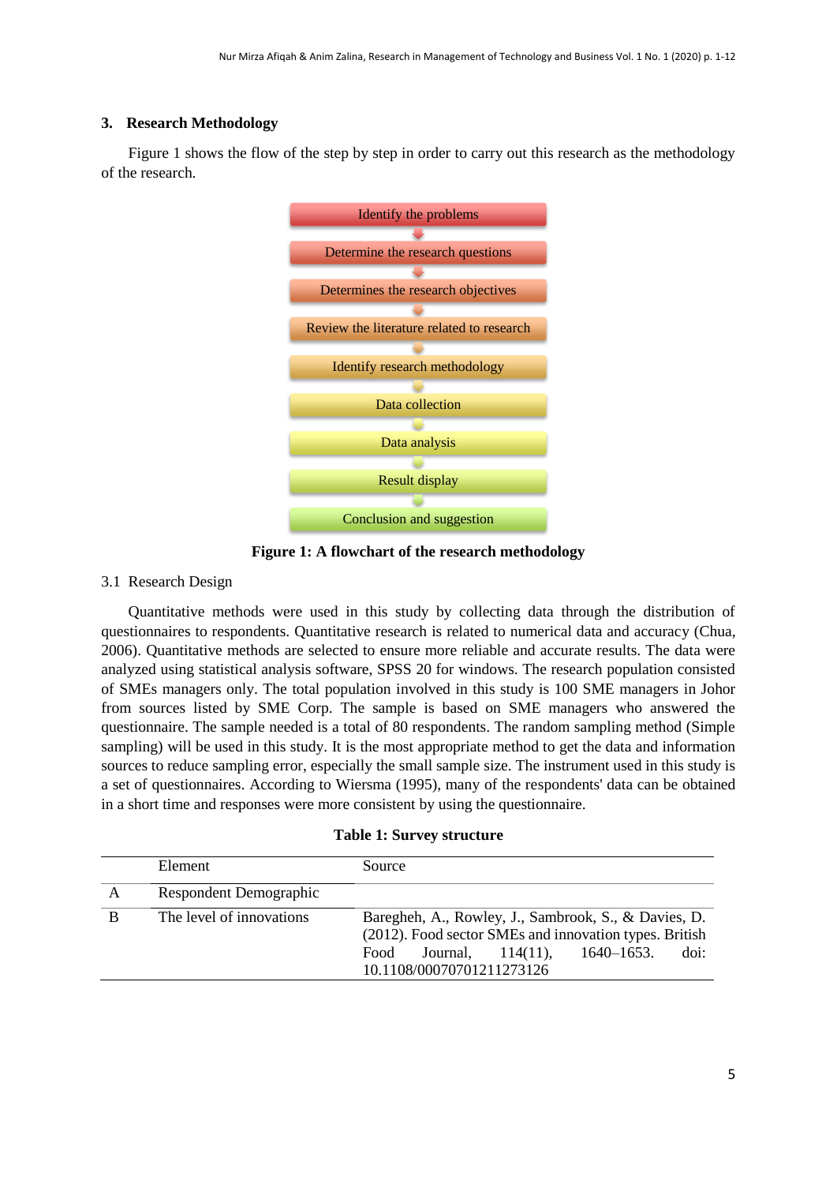## 3. Research Methodology

Figure 1 shows the flow of the step by step in order to carry out this research as the methodology of the research.

Identify the problems

Determine the research questions

Determines the research objectives

Review the literature related to research

Identify research methodology

Data collection

Data analysis

Result display

Conclusion and suggestion

**Figure 1: A flowchart of the research methodology**

### 3.1 Research Design

Quantitative methods were used in this study by collecting data through the distribution of questionnaires to respondents. Quantitative research is related to numerical data and accuracy (Chua, 2006). Quantitative methods are selected to ensure more reliable and accurate results. The data were analyzed using statistical analysis software, SPSS 20 for windows. The research population consisted of SMEs managers only. The total population involved in this study is 100 SME managers in Johor from sources listed by SME Corp. The sample is based on SME managers who answered the questionnaire. The sample needed is a total of 80 respondents. The random sampling method (Simple sampling) will be used in this study. It is the most appropriate method to get the data and information sources to reduce sampling error, especially the small sample size. The instrument used in this study is a set of questionnaires. According to Wiersma (1995), many of the respondents' data can be obtained in a short time and responses were more consistent by using the questionnaire.

**Table 1: Survey structure**

| | Element | Source |
|---|---|---|
| A | Respondent Demographic | |
| B | The level of innovations | Baregheh, A., Rowley, J., Sambrook, S., & Davies, D. (2012). Food sector SMEs and innovation types. British Food Journal, 114(11), 1640–1653. doi: 10.1108/00070701211273126 |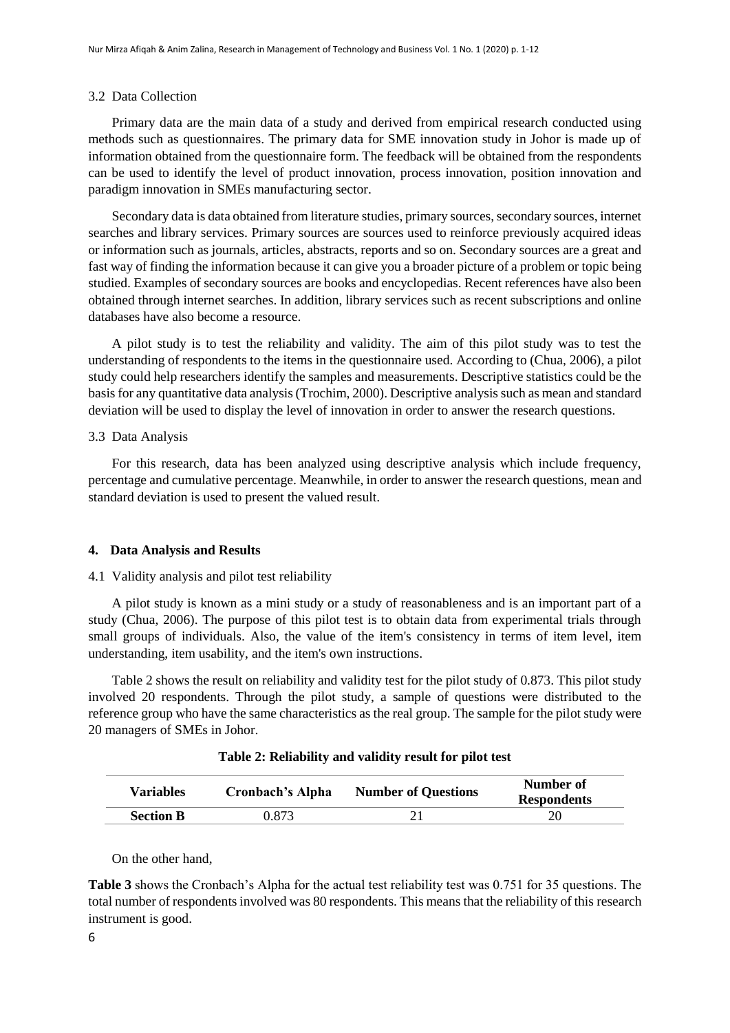### 3.2 Data Collection

Primary data are the main data of a study and derived from empirical research conducted using methods such as questionnaires. The primary data for SME innovation study in Johor is made up of information obtained from the questionnaire form. The feedback will be obtained from the respondents can be used to identify the level of product innovation, process innovation, position innovation and paradigm innovation in SMEs manufacturing sector.

Secondary data is data obtained from literature studies, primary sources, secondary sources, internet searches and library services. Primary sources are sources used to reinforce previously acquired ideas or information such as journals, articles, abstracts, reports and so on. Secondary sources are a great and fast way of finding the information because it can give you a broader picture of a problem or topic being studied. Examples of secondary sources are books and encyclopedias. Recent references have also been obtained through internet searches. In addition, library services such as recent subscriptions and online databases have also become a resource.

A pilot study is to test the reliability and validity. The aim of this pilot study was to test the understanding of respondents to the items in the questionnaire used. According to (Chua, 2006), a pilot study could help researchers identify the samples and measurements. Descriptive statistics could be the basis for any quantitative data analysis (Trochim, 2000). Descriptive analysis such as mean and standard deviation will be used to display the level of innovation in order to answer the research questions.

### 3.3 Data Analysis

For this research, data has been analyzed using descriptive analysis which include frequency, percentage and cumulative percentage. Meanwhile, in order to answer the research questions, mean and standard deviation is used to present the valued result.

## 4. Data Analysis and Results

### 4.1 Validity analysis and pilot test reliability

A pilot study is known as a mini study or a study of reasonableness and is an important part of a study (Chua, 2006). The purpose of this pilot test is to obtain data from experimental trials through small groups of individuals. Also, the value of the item's consistency in terms of item level, item understanding, item usability, and the item's own instructions.

Table 2 shows the result on reliability and validity test for the pilot study of 0.873. This pilot study involved 20 respondents. Through the pilot study, a sample of questions were distributed to the reference group who have the same characteristics as the real group. The sample for the pilot study were 20 managers of SMEs in Johor.

**Table 2: Reliability and validity result for pilot test**

| Variables | Cronbach's Alpha | Number of Questions | Number of Respondents |
|---|---|---|---|
| **Section B** | 0.873 | 21 | 20 |

On the other hand,

**Table 3** shows the Cronbach's Alpha for the actual test reliability test was 0.751 for 35 questions. The total number of respondents involved was 80 respondents. This means that the reliability of this research instrument is good.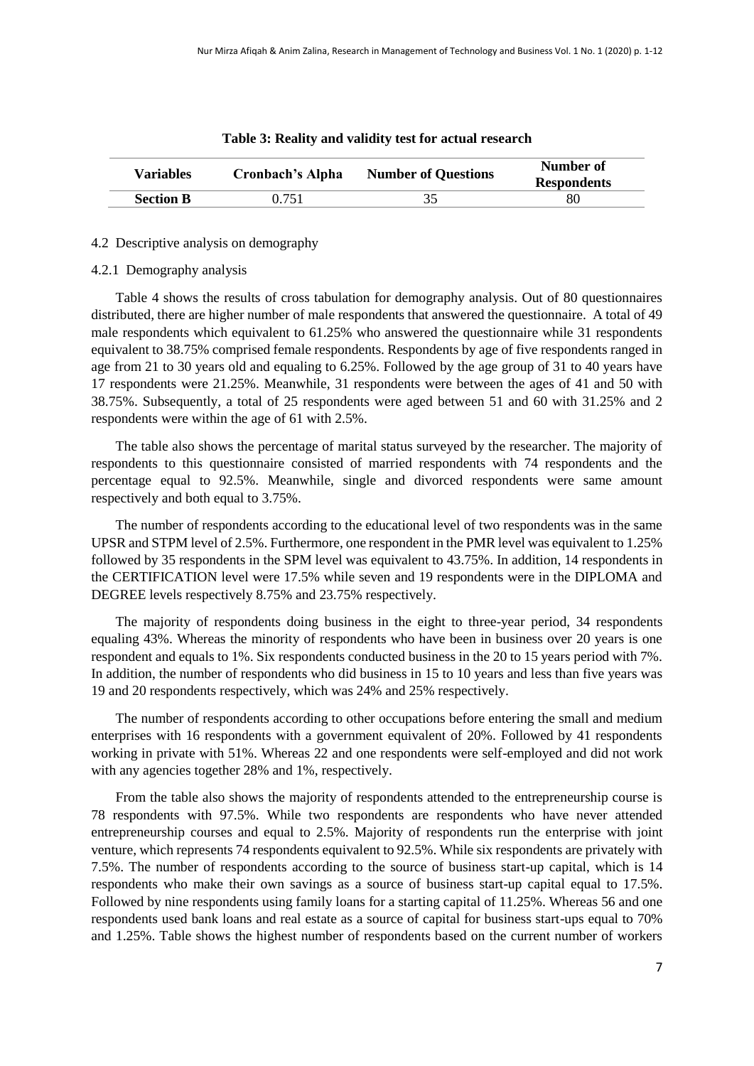**Table 3: Reality and validity test for actual research**

| Variables | Cronbach's Alpha | Number of Questions | Number of Respondents |
|---|---|---|---|
| **Section B** | 0.751 | 35 | 80 |

4.2 Descriptive analysis on demography

4.2.1 Demography analysis

Table 4 shows the results of cross tabulation for demography analysis. Out of 80 questionnaires distributed, there are higher number of male respondents that answered the questionnaire. A total of 49 male respondents which equivalent to 61.25% who answered the questionnaire while 31 respondents equivalent to 38.75% comprised female respondents. Respondents by age of five respondents ranged in age from 21 to 30 years old and equaling to 6.25%. Followed by the age group of 31 to 40 years have 17 respondents were 21.25%. Meanwhile, 31 respondents were between the ages of 41 and 50 with 38.75%. Subsequently, a total of 25 respondents were aged between 51 and 60 with 31.25% and 2 respondents were within the age of 61 with 2.5%.

The table also shows the percentage of marital status surveyed by the researcher. The majority of respondents to this questionnaire consisted of married respondents with 74 respondents and the percentage equal to 92.5%. Meanwhile, single and divorced respondents were same amount respectively and both equal to 3.75%.

The number of respondents according to the educational level of two respondents was in the same UPSR and STPM level of 2.5%. Furthermore, one respondent in the PMR level was equivalent to 1.25% followed by 35 respondents in the SPM level was equivalent to 43.75%. In addition, 14 respondents in the CERTIFICATION level were 17.5% while seven and 19 respondents were in the DIPLOMA and DEGREE levels respectively 8.75% and 23.75% respectively.

The majority of respondents doing business in the eight to three-year period, 34 respondents equaling 43%. Whereas the minority of respondents who have been in business over 20 years is one respondent and equals to 1%. Six respondents conducted business in the 20 to 15 years period with 7%. In addition, the number of respondents who did business in 15 to 10 years and less than five years was 19 and 20 respondents respectively, which was 24% and 25% respectively.

The number of respondents according to other occupations before entering the small and medium enterprises with 16 respondents with a government equivalent of 20%. Followed by 41 respondents working in private with 51%. Whereas 22 and one respondents were self-employed and did not work with any agencies together 28% and 1%, respectively.

From the table also shows the majority of respondents attended to the entrepreneurship course is 78 respondents with 97.5%. While two respondents are respondents who have never attended entrepreneurship courses and equal to 2.5%. Majority of respondents run the enterprise with joint venture, which represents 74 respondents equivalent to 92.5%. While six respondents are privately with 7.5%. The number of respondents according to the source of business start-up capital, which is 14 respondents who make their own savings as a source of business start-up capital equal to 17.5%. Followed by nine respondents using family loans for a starting capital of 11.25%. Whereas 56 and one respondents used bank loans and real estate as a source of capital for business start-ups equal to 70% and 1.25%. Table shows the highest number of respondents based on the current number of workers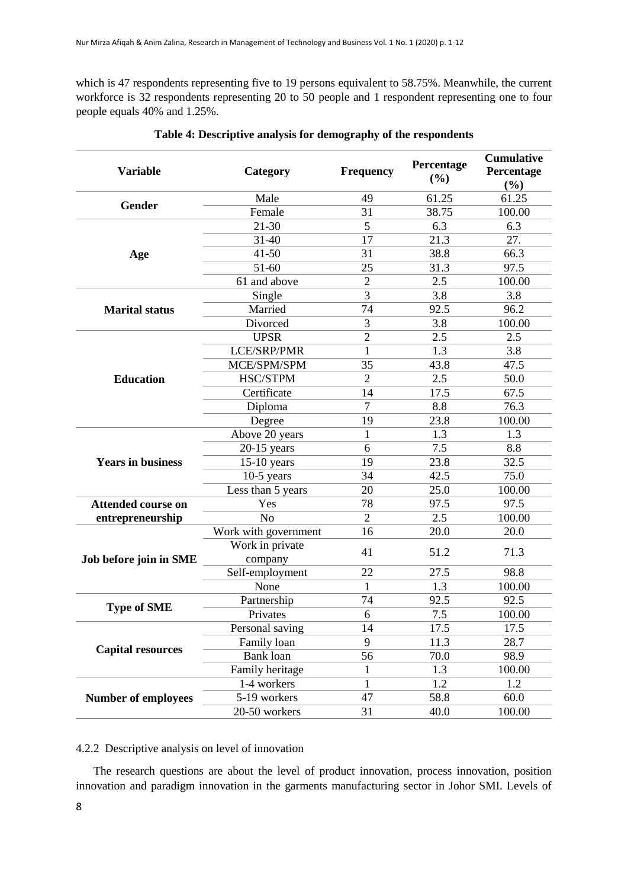which is 47 respondents representing five to 19 persons equivalent to 58.75%. Meanwhile, the current workforce is 32 respondents representing 20 to 50 people and 1 respondent representing one to four people equals 40% and 1.25%.

**Table 4: Descriptive analysis for demography of the respondents**

| Variable | Category | Frequency | Percentage (%) | Cumulative Percentage (%) |
|---|---|---|---|---|
| **Gender** | Male | 49 | 61.25 | 61.25 |
| | Female | 31 | 38.75 | 100.00 |
| **Age** | 21-30 | 5 | 6.3 | 6.3 |
| | 31-40 | 17 | 21.3 | 27. |
| | 41-50 | 31 | 38.8 | 66.3 |
| | 51-60 | 25 | 31.3 | 97.5 |
| | 61 and above | 2 | 2.5 | 100.00 |
| **Marital status** | Single | 3 | 3.8 | 3.8 |
| | Married | 74 | 92.5 | 96.2 |
| | Divorced | 3 | 3.8 | 100.00 |
| **Education** | UPSR | 2 | 2.5 | 2.5 |
| | LCE/SRP/PMR | 1 | 1.3 | 3.8 |
| | MCE/SPM/SPM | 35 | 43.8 | 47.5 |
| | HSC/STPM | 2 | 2.5 | 50.0 |
| | Certificate | 14 | 17.5 | 67.5 |
| | Diploma | 7 | 8.8 | 76.3 |
| | Degree | 19 | 23.8 | 100.00 |
| **Years in business** | Above 20 years | 1 | 1.3 | 1.3 |
| | 20-15 years | 6 | 7.5 | 8.8 |
| | 15-10 years | 19 | 23.8 | 32.5 |
| | 10-5 years | 34 | 42.5 | 75.0 |
| | Less than 5 years | 20 | 25.0 | 100.00 |
| **Attended course on entrepreneurship** | Yes | 78 | 97.5 | 97.5 |
| | No | 2 | 2.5 | 100.00 |
| **Job before join in SME** | Work with government | 16 | 20.0 | 20.0 |
| | Work in private company | 41 | 51.2 | 71.3 |
| | Self-employment | 22 | 27.5 | 98.8 |
| | None | 1 | 1.3 | 100.00 |
| **Type of SME** | Partnership | 74 | 92.5 | 92.5 |
| | Privates | 6 | 7.5 | 100.00 |
| **Capital resources** | Personal saving | 14 | 17.5 | 17.5 |
| | Family loan | 9 | 11.3 | 28.7 |
| | Bank loan | 56 | 70.0 | 98.9 |
| | Family heritage | 1 | 1.3 | 100.00 |
| **Number of employees** | 1-4 workers | 1 | 1.2 | 1.2 |
| | 5-19 workers | 47 | 58.8 | 60.0 |
| | 20-50 workers | 31 | 40.0 | 100.00 |

4.2.2 Descriptive analysis on level of innovation

The research questions are about the level of product innovation, process innovation, position innovation and paradigm innovation in the garments manufacturing sector in Johor SMI. Levels of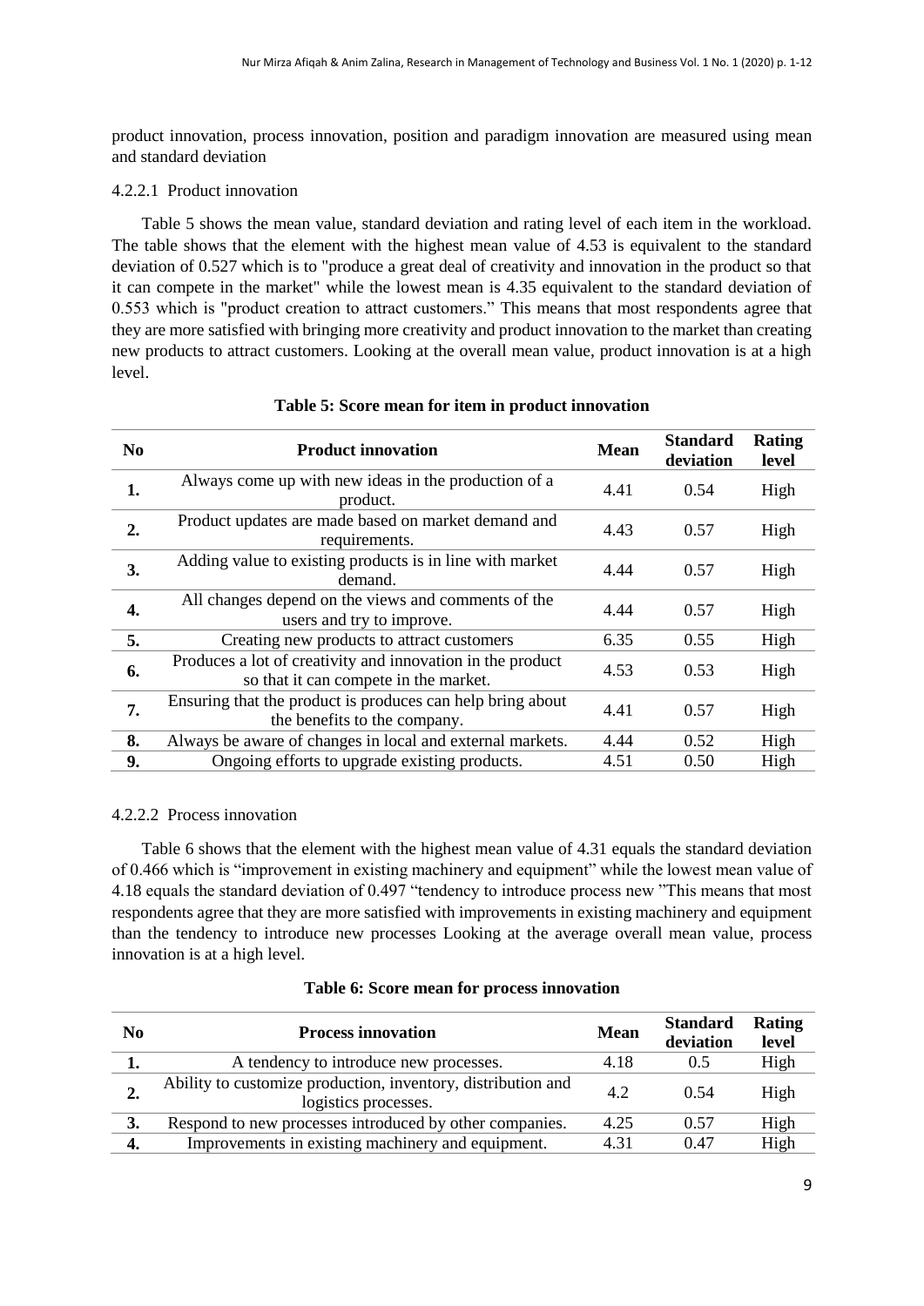product innovation, process innovation, position and paradigm innovation are measured using mean and standard deviation

#### 4.2.2.1 Product innovation

Table 5 shows the mean value, standard deviation and rating level of each item in the workload. The table shows that the element with the highest mean value of 4.53 is equivalent to the standard deviation of 0.527 which is to "produce a great deal of creativity and innovation in the product so that it can compete in the market" while the lowest mean is 4.35 equivalent to the standard deviation of 0.553 which is "product creation to attract customers." This means that most respondents agree that they are more satisfied with bringing more creativity and product innovation to the market than creating new products to attract customers. Looking at the overall mean value, product innovation is at a high level.

**Table 5: Score mean for item in product innovation**

| No | Product innovation | Mean | Standard deviation | Rating level |
|---|---|---|---|---|
| **1.** | Always come up with new ideas in the production of a product. | 4.41 | 0.54 | High |
| **2.** | Product updates are made based on market demand and requirements. | 4.43 | 0.57 | High |
| **3.** | Adding value to existing products is in line with market demand. | 4.44 | 0.57 | High |
| **4.** | All changes depend on the views and comments of the users and try to improve. | 4.44 | 0.57 | High |
| **5.** | Creating new products to attract customers | 6.35 | 0.55 | High |
| **6.** | Produces a lot of creativity and innovation in the product so that it can compete in the market. | 4.53 | 0.53 | High |
| **7.** | Ensuring that the product is produces can help bring about the benefits to the company. | 4.41 | 0.57 | High |
| **8.** | Always be aware of changes in local and external markets. | 4.44 | 0.52 | High |
| **9.** | Ongoing efforts to upgrade existing products. | 4.51 | 0.50 | High |

#### 4.2.2.2 Process innovation

Table 6 shows that the element with the highest mean value of 4.31 equals the standard deviation of 0.466 which is "improvement in existing machinery and equipment" while the lowest mean value of 4.18 equals the standard deviation of 0.497 "tendency to introduce process new "This means that most respondents agree that they are more satisfied with improvements in existing machinery and equipment than the tendency to introduce new processes Looking at the average overall mean value, process innovation is at a high level.

**Table 6: Score mean for process innovation**

| No | Process innovation | Mean | Standard deviation | Rating level |
|---|---|---|---|---|
| **1.** | A tendency to introduce new processes. | 4.18 | 0.5 | High |
| **2.** | Ability to customize production, inventory, distribution and logistics processes. | 4.2 | 0.54 | High |
| **3.** | Respond to new processes introduced by other companies. | 4.25 | 0.57 | High |
| **4.** | Improvements in existing machinery and equipment. | 4.31 | 0.47 | High |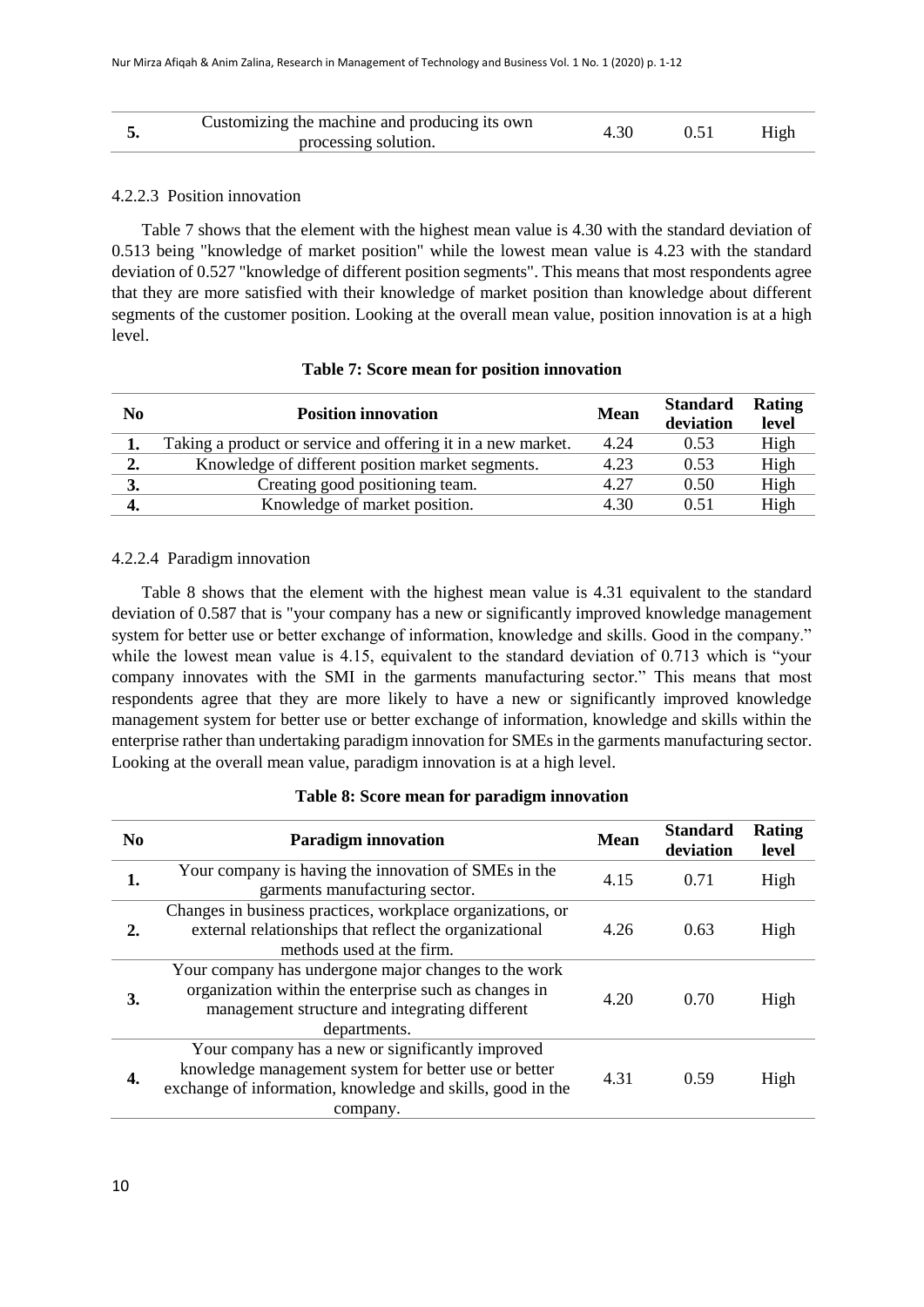| 5. | Customizing the machine and producing its own processing solution. | 4.30 | 0.51 | High |
|---|---|---|---|---|

#### 4.2.2.3 Position innovation

Table 7 shows that the element with the highest mean value is 4.30 with the standard deviation of 0.513 being "knowledge of market position" while the lowest mean value is 4.23 with the standard deviation of 0.527 "knowledge of different position segments". This means that most respondents agree that they are more satisfied with their knowledge of market position than knowledge about different segments of the customer position. Looking at the overall mean value, position innovation is at a high level.

**Table 7: Score mean for position innovation**

| No | Position innovation | Mean | Standard deviation | Rating level |
|---|---|---|---|---|
| **1.** | Taking a product or service and offering it in a new market. | 4.24 | 0.53 | High |
| **2.** | Knowledge of different position market segments. | 4.23 | 0.53 | High |
| **3.** | Creating good positioning team. | 4.27 | 0.50 | High |
| **4.** | Knowledge of market position. | 4.30 | 0.51 | High |

#### 4.2.2.4 Paradigm innovation

Table 8 shows that the element with the highest mean value is 4.31 equivalent to the standard deviation of 0.587 that is "your company has a new or significantly improved knowledge management system for better use or better exchange of information, knowledge and skills. Good in the company." while the lowest mean value is 4.15, equivalent to the standard deviation of 0.713 which is "your company innovates with the SMI in the garments manufacturing sector." This means that most respondents agree that they are more likely to have a new or significantly improved knowledge management system for better use or better exchange of information, knowledge and skills within the enterprise rather than undertaking paradigm innovation for SMEs in the garments manufacturing sector. Looking at the overall mean value, paradigm innovation is at a high level.

**Table 8: Score mean for paradigm innovation**

| No | Paradigm innovation | Mean | Standard deviation | Rating level |
|---|---|---|---|---|
| **1.** | Your company is having the innovation of SMEs in the garments manufacturing sector. | 4.15 | 0.71 | High |
| **2.** | Changes in business practices, workplace organizations, or external relationships that reflect the organizational methods used at the firm. | 4.26 | 0.63 | High |
| **3.** | Your company has undergone major changes to the work organization within the enterprise such as changes in management structure and integrating different departments. | 4.20 | 0.70 | High |
| **4.** | Your company has a new or significantly improved knowledge management system for better use or better exchange of information, knowledge and skills, good in the company. | 4.31 | 0.59 | High |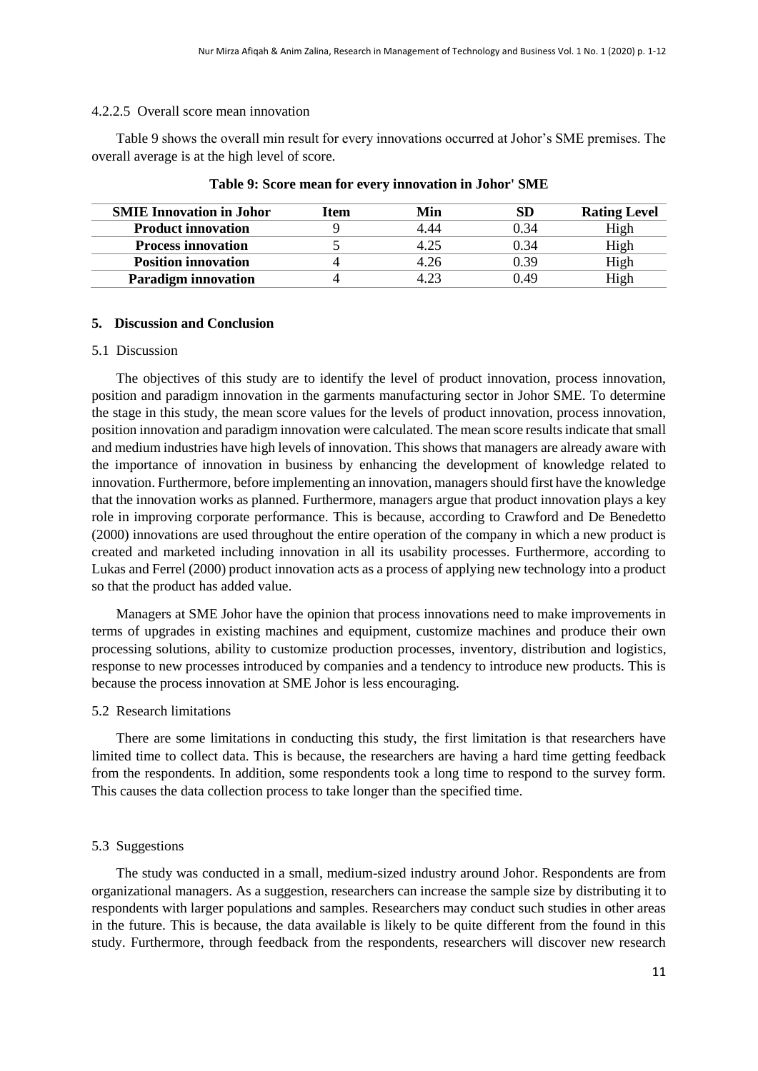#### 4.2.2.5 Overall score mean innovation

Table 9 shows the overall min result for every innovations occurred at Johor's SME premises. The overall average is at the high level of score.

**Table 9: Score mean for every innovation in Johor' SME**

| SMIE Innovation in Johor | Item | Min | SD | Rating Level |
|---|---|---|---|---|
| **Product innovation** | 9 | 4.44 | 0.34 | High |
| **Process innovation** | 5 | 4.25 | 0.34 | High |
| **Position innovation** | 4 | 4.26 | 0.39 | High |
| **Paradigm innovation** | 4 | 4.23 | 0.49 | High |

## 5. Discussion and Conclusion

### 5.1 Discussion

The objectives of this study are to identify the level of product innovation, process innovation, position and paradigm innovation in the garments manufacturing sector in Johor SME. To determine the stage in this study, the mean score values for the levels of product innovation, process innovation, position innovation and paradigm innovation were calculated. The mean score results indicate that small and medium industries have high levels of innovation. This shows that managers are already aware with the importance of innovation in business by enhancing the development of knowledge related to innovation. Furthermore, before implementing an innovation, managers should first have the knowledge that the innovation works as planned. Furthermore, managers argue that product innovation plays a key role in improving corporate performance. This is because, according to Crawford and De Benedetto (2000) innovations are used throughout the entire operation of the company in which a new product is created and marketed including innovation in all its usability processes. Furthermore, according to Lukas and Ferrel (2000) product innovation acts as a process of applying new technology into a product so that the product has added value.

Managers at SME Johor have the opinion that process innovations need to make improvements in terms of upgrades in existing machines and equipment, customize machines and produce their own processing solutions, ability to customize production processes, inventory, distribution and logistics, response to new processes introduced by companies and a tendency to introduce new products. This is because the process innovation at SME Johor is less encouraging.

### 5.2 Research limitations

There are some limitations in conducting this study, the first limitation is that researchers have limited time to collect data. This is because, the researchers are having a hard time getting feedback from the respondents. In addition, some respondents took a long time to respond to the survey form. This causes the data collection process to take longer than the specified time.

### 5.3 Suggestions

The study was conducted in a small, medium-sized industry around Johor. Respondents are from organizational managers. As a suggestion, researchers can increase the sample size by distributing it to respondents with larger populations and samples. Researchers may conduct such studies in other areas in the future. This is because, the data available is likely to be quite different from the found in this study. Furthermore, through feedback from the respondents, researchers will discover new research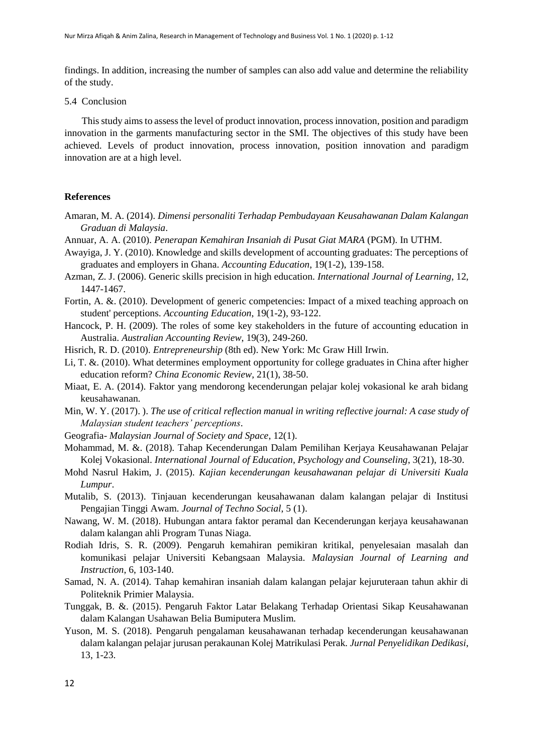findings. In addition, increasing the number of samples can also add value and determine the reliability of the study.

## 5.4 Conclusion

This study aims to assess the level of product innovation, process innovation, position and paradigm innovation in the garments manufacturing sector in the SMI. The objectives of this study have been achieved. Levels of product innovation, process innovation, position innovation and paradigm innovation are at a high level.

## References

Amaran, M. A. (2014). *Dimensi personaliti Terhadap Pembudayaan Keusahawanan Dalam Kalangan Graduan di Malaysia*.

Annuar, A. A. (2010). *Penerapan Kemahiran Insaniah di Pusat Giat MARA* (PGM). In UTHM.

Awayiga, J. Y. (2010). Knowledge and skills development of accounting graduates: The perceptions of graduates and employers in Ghana. *Accounting Education*, 19(1-2), 139-158.

Azman, Z. J. (2006). Generic skills precision in high education. *International Journal of Learning*, 12, 1447-1467.

Fortin, A. &. (2010). Development of generic competencies: Impact of a mixed teaching approach on student' perceptions. *Accounting Education*, 19(1-2), 93-122.

Hancock, P. H. (2009). The roles of some key stakeholders in the future of accounting education in Australia. *Australian Accounting Review*, 19(3), 249-260.

Hisrich, R. D. (2010). *Entrepreneurship* (8th ed). New York: Mc Graw Hill Irwin.

Li, T. &. (2010). What determines employment opportunity for college graduates in China after higher education reform? *China Economic Review*, 21(1), 38-50.

Miaat, E. A. (2014). Faktor yang mendorong kecenderungan pelajar kolej vokasional ke arah bidang keusahawanan.

Min, W. Y. (2017). ). *The use of critical reflection manual in writing reflective journal: A case study of Malaysian student teachers' perceptions*.

Geografia- *Malaysian Journal of Society and Space*, 12(1).

Mohammad, M. &. (2018). Tahap Kecenderungan Dalam Pemilihan Kerjaya Keusahawanan Pelajar Kolej Vokasional. *International Journal of Education, Psychology and Counseling*, 3(21), 18-30.

Mohd Nasrul Hakim, J. (2015). *Kajian kecenderungan keusahawanan pelajar di Universiti Kuala Lumpur*.

Mutalib, S. (2013). Tinjauan kecenderungan keusahawanan dalam kalangan pelajar di Institusi Pengajian Tinggi Awam. *Journal of Techno Social*, 5 (1).

Nawang, W. M. (2018). Hubungan antara faktor peramal dan Kecenderungan kerjaya keusahawanan dalam kalangan ahli Program Tunas Niaga.

Rodiah Idris, S. R. (2009). Pengaruh kemahiran pemikiran kritikal, penyelesaian masalah dan komunikasi pelajar Universiti Kebangsaan Malaysia. *Malaysian Journal of Learning and Instruction*, 6, 103-140.

Samad, N. A. (2014). Tahap kemahiran insaniah dalam kalangan pelajar kejuruteraan tahun akhir di Politeknik Primier Malaysia.

Tunggak, B. &. (2015). Pengaruh Faktor Latar Belakang Terhadap Orientasi Sikap Keusahawanan dalam Kalangan Usahawan Belia Bumiputera Muslim.

Yuson, M. S. (2018). Pengaruh pengalaman keusahawanan terhadap kecenderungan keusahawanan dalam kalangan pelajar jurusan perakaunan Kolej Matrikulasi Perak. *Jurnal Penyelidikan Dedikasi*, 13, 1-23.